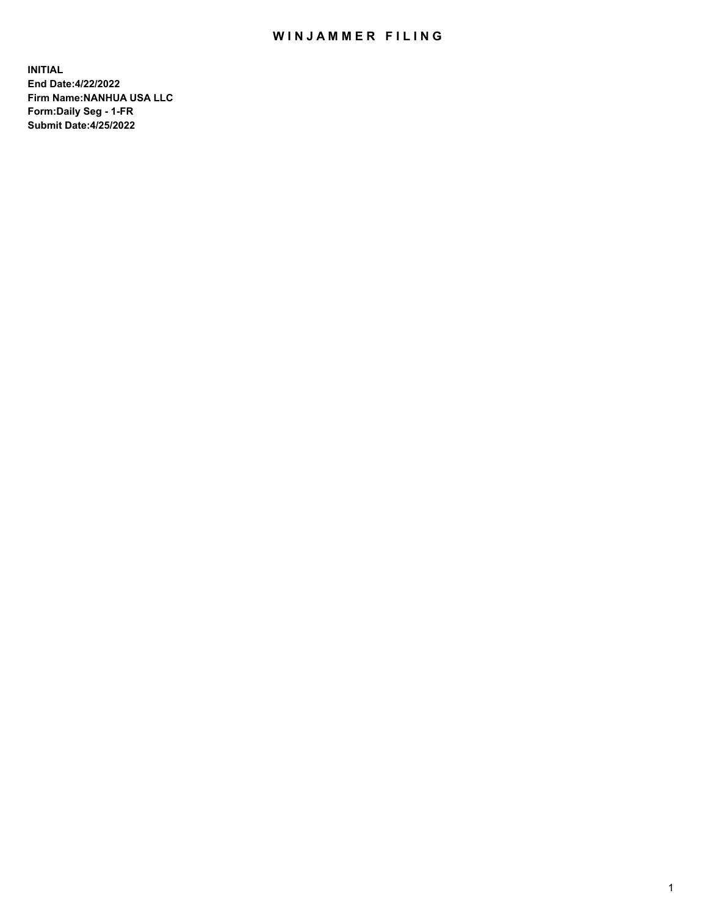# WINJAMMER FILING

**INITIAL**
**End Date:4/22/2022**
**Firm Name:NANHUA USA LLC**
**Form:Daily Seg - 1-FR**
**Submit Date:4/25/2022**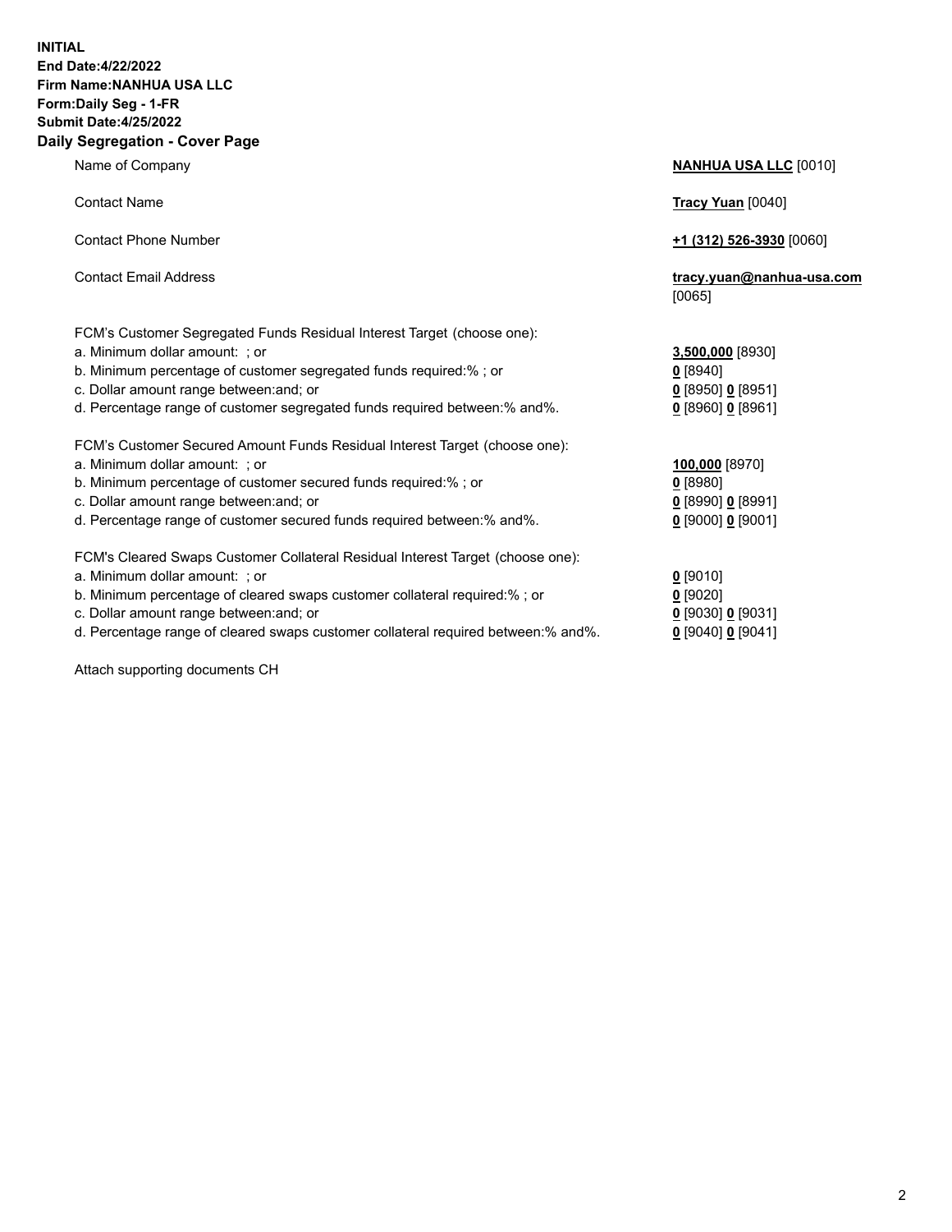**INITIAL**
**End Date:4/22/2022**
**Firm Name:NANHUA USA LLC**
**Form:Daily Seg - 1-FR**
**Submit Date:4/25/2022**

## Daily Segregation - Cover Page

| | |
|---|---|
| Name of Company | **NANHUA USA LLC** [0010] |
| Contact Name | **Tracy Yuan** [0040] |
| Contact Phone Number | **+1 (312) 526-3930** [0060] |
| Contact Email Address | **tracy.yuan@nanhua-usa.com** [0065] |

FCM's Customer Segregated Funds Residual Interest Target (choose one):

| | |
|---|---|
| a. Minimum dollar amount: ; or | **3,500,000** [8930] |
| b. Minimum percentage of customer segregated funds required:% ; or | **0** [8940] |
| c. Dollar amount range between:and; or | **0** [8950] **0** [8951] |
| d. Percentage range of customer segregated funds required between:% and%. | **0** [8960] **0** [8961] |

FCM's Customer Secured Amount Funds Residual Interest Target (choose one):

| | |
|---|---|
| a. Minimum dollar amount: ; or | **100,000** [8970] |
| b. Minimum percentage of customer secured funds required:% ; or | **0** [8980] |
| c. Dollar amount range between:and; or | **0** [8990] **0** [8991] |
| d. Percentage range of customer secured funds required between:% and%. | **0** [9000] **0** [9001] |

FCM's Cleared Swaps Customer Collateral Residual Interest Target (choose one):

| | |
|---|---|
| a. Minimum dollar amount: ; or | **0** [9010] |
| b. Minimum percentage of cleared swaps customer collateral required:% ; or | **0** [9020] |
| c. Dollar amount range between:and; or | **0** [9030] **0** [9031] |
| d. Percentage range of cleared swaps customer collateral required between:% and%. | **0** [9040] **0** [9041] |

Attach supporting documents CH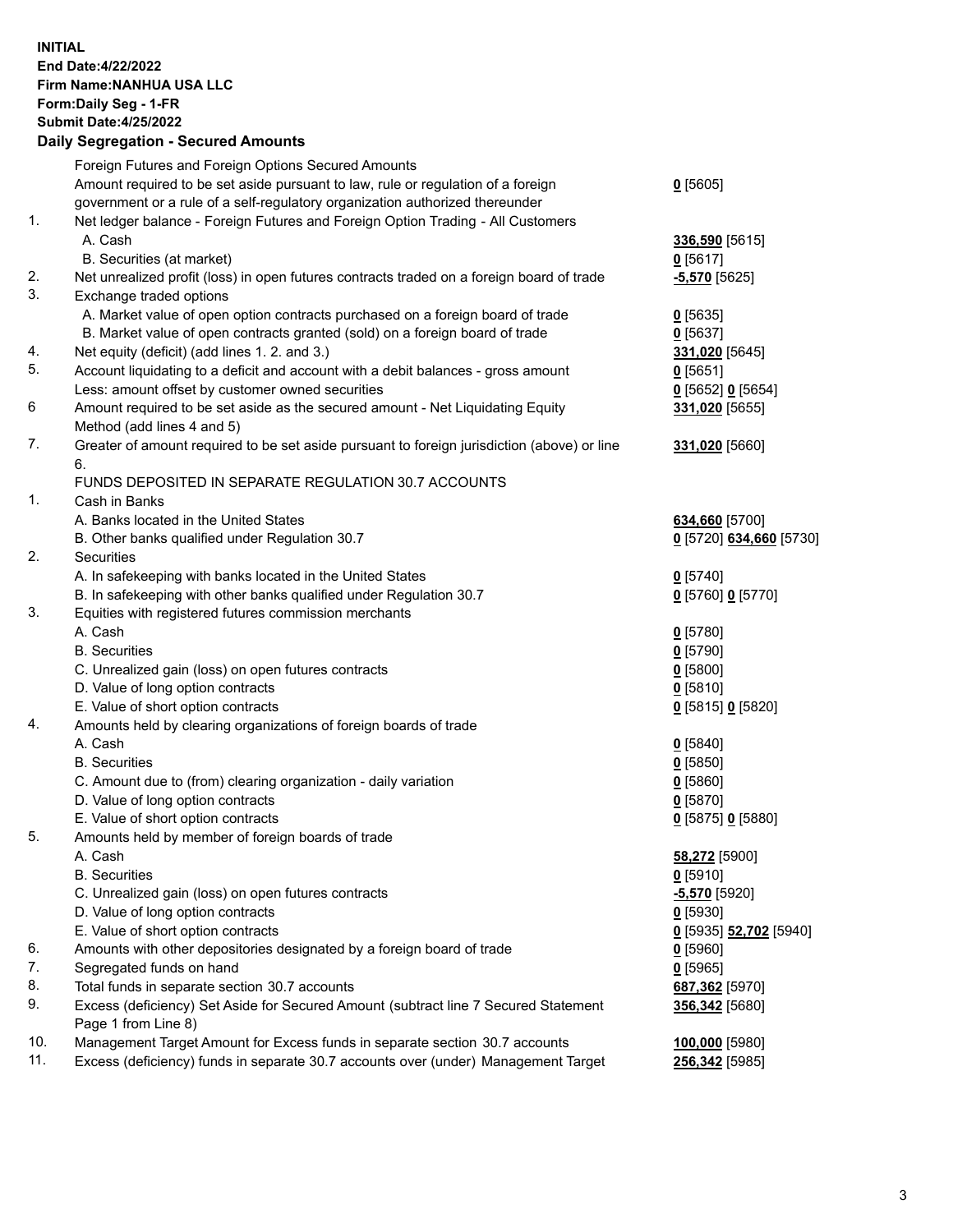**INITIAL**
**End Date:4/22/2022**
**Firm Name:NANHUA USA LLC**
**Form:Daily Seg - 1-FR**
**Submit Date:4/25/2022**

## Daily Segregation - Secured Amounts

| | | |
|---|---|---|
| | Foreign Futures and Foreign Options Secured Amounts | |
| | Amount required to be set aside pursuant to law, rule or regulation of a foreign government or a rule of a self-regulatory organization authorized thereunder | **0** [5605] |
| 1. | Net ledger balance - Foreign Futures and Foreign Option Trading - All Customers | |
| | A. Cash | **336,590** [5615] |
| | B. Securities (at market) | **0** [5617] |
| 2. | Net unrealized profit (loss) in open futures contracts traded on a foreign board of trade | **-5,570** [5625] |
| 3. | Exchange traded options | |
| | A. Market value of open option contracts purchased on a foreign board of trade | **0** [5635] |
| | B. Market value of open contracts granted (sold) on a foreign board of trade | **0** [5637] |
| 4. | Net equity (deficit) (add lines 1. 2. and 3.) | **331,020** [5645] |
| 5. | Account liquidating to a deficit and account with a debit balances - gross amount | **0** [5651] |
| | Less: amount offset by customer owned securities | **0** [5652] **0** [5654] |
| 6 | Amount required to be set aside as the secured amount - Net Liquidating Equity Method (add lines 4 and 5) | **331,020** [5655] |
| 7. | Greater of amount required to be set aside pursuant to foreign jurisdiction (above) or line 6. | **331,020** [5660] |
| | FUNDS DEPOSITED IN SEPARATE REGULATION 30.7 ACCOUNTS | |
| 1. | Cash in Banks | |
| | A. Banks located in the United States | **634,660** [5700] |
| | B. Other banks qualified under Regulation 30.7 | **0** [5720] **634,660** [5730] |
| 2. | Securities | |
| | A. In safekeeping with banks located in the United States | **0** [5740] |
| | B. In safekeeping with other banks qualified under Regulation 30.7 | **0** [5760] **0** [5770] |
| 3. | Equities with registered futures commission merchants | |
| | A. Cash | **0** [5780] |
| | B. Securities | **0** [5790] |
| | C. Unrealized gain (loss) on open futures contracts | **0** [5800] |
| | D. Value of long option contracts | **0** [5810] |
| | E. Value of short option contracts | **0** [5815] **0** [5820] |
| 4. | Amounts held by clearing organizations of foreign boards of trade | |
| | A. Cash | **0** [5840] |
| | B. Securities | **0** [5850] |
| | C. Amount due to (from) clearing organization - daily variation | **0** [5860] |
| | D. Value of long option contracts | **0** [5870] |
| | E. Value of short option contracts | **0** [5875] **0** [5880] |
| 5. | Amounts held by member of foreign boards of trade | |
| | A. Cash | **58,272** [5900] |
| | B. Securities | **0** [5910] |
| | C. Unrealized gain (loss) on open futures contracts | **-5,570** [5920] |
| | D. Value of long option contracts | **0** [5930] |
| | E. Value of short option contracts | **0** [5935] **52,702** [5940] |
| 6. | Amounts with other depositories designated by a foreign board of trade | **0** [5960] |
| 7. | Segregated funds on hand | **0** [5965] |
| 8. | Total funds in separate section 30.7 accounts | **687,362** [5970] |
| 9. | Excess (deficiency) Set Aside for Secured Amount (subtract line 7 Secured Statement Page 1 from Line 8) | **356,342** [5680] |
| 10. | Management Target Amount for Excess funds in separate section 30.7 accounts | **100,000** [5980] |
| 11. | Excess (deficiency) funds in separate 30.7 accounts over (under) Management Target | **256,342** [5985] |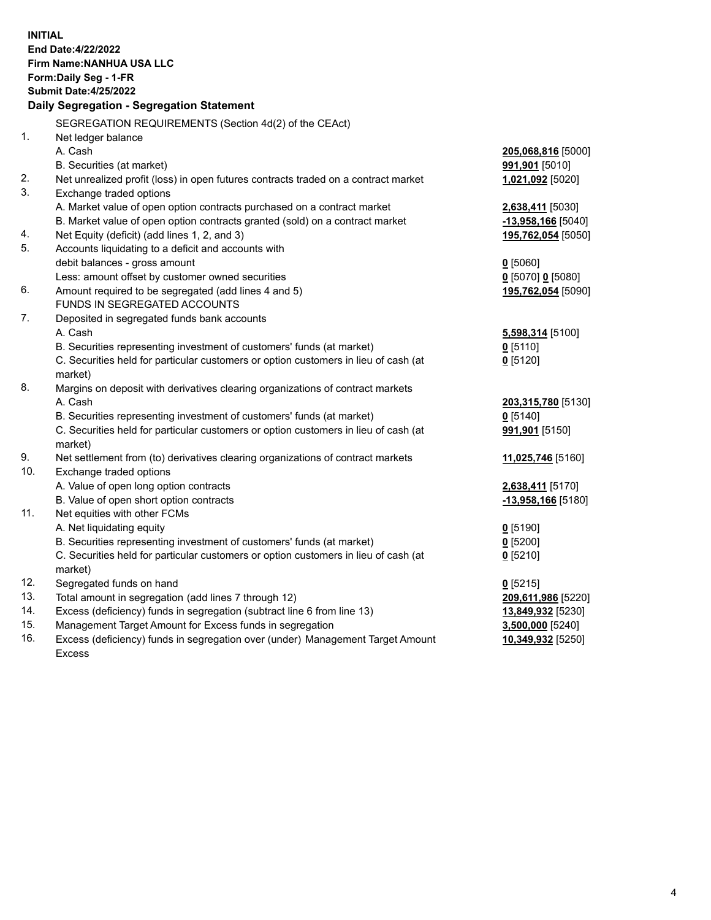**INITIAL**
**End Date:4/22/2022**
**Firm Name:NANHUA USA LLC**
**Form:Daily Seg - 1-FR**
**Submit Date:4/25/2022**

### Daily Segregation - Segregation Statement

| | | |
|---|---|---|
| | SEGREGATION REQUIREMENTS (Section 4d(2) of the CEAct) | |
| 1. | Net ledger balance | |
| | A. Cash | **205,068,816** [5000] |
| | B. Securities (at market) | **991,901** [5010] |
| 2. | Net unrealized profit (loss) in open futures contracts traded on a contract market | **1,021,092** [5020] |
| 3. | Exchange traded options | |
| | A. Market value of open option contracts purchased on a contract market | **2,638,411** [5030] |
| | B. Market value of open option contracts granted (sold) on a contract market | **-13,958,166** [5040] |
| 4. | Net Equity (deficit) (add lines 1, 2, and 3) | **195,762,054** [5050] |
| 5. | Accounts liquidating to a deficit and accounts with debit balances - gross amount | **0** [5060] |
| | Less: amount offset by customer owned securities | **0** [5070] **0** [5080] |
| 6. | Amount required to be segregated (add lines 4 and 5) | **195,762,054** [5090] |
| | FUNDS IN SEGREGATED ACCOUNTS | |
| 7. | Deposited in segregated funds bank accounts | |
| | A. Cash | **5,598,314** [5100] |
| | B. Securities representing investment of customers' funds (at market) | **0** [5110] |
| | C. Securities held for particular customers or option customers in lieu of cash (at market) | **0** [5120] |
| 8. | Margins on deposit with derivatives clearing organizations of contract markets | |
| | A. Cash | **203,315,780** [5130] |
| | B. Securities representing investment of customers' funds (at market) | **0** [5140] |
| | C. Securities held for particular customers or option customers in lieu of cash (at market) | **991,901** [5150] |
| 9. | Net settlement from (to) derivatives clearing organizations of contract markets | **11,025,746** [5160] |
| 10. | Exchange traded options | |
| | A. Value of open long option contracts | **2,638,411** [5170] |
| | B. Value of open short option contracts | **-13,958,166** [5180] |
| 11. | Net equities with other FCMs | |
| | A. Net liquidating equity | **0** [5190] |
| | B. Securities representing investment of customers' funds (at market) | **0** [5200] |
| | C. Securities held for particular customers or option customers in lieu of cash (at market) | **0** [5210] |
| 12. | Segregated funds on hand | **0** [5215] |
| 13. | Total amount in segregation (add lines 7 through 12) | **209,611,986** [5220] |
| 14. | Excess (deficiency) funds in segregation (subtract line 6 from line 13) | **13,849,932** [5230] |
| 15. | Management Target Amount for Excess funds in segregation | **3,500,000** [5240] |
| 16. | Excess (deficiency) funds in segregation over (under) Management Target Amount Excess | **10,349,932** [5250] |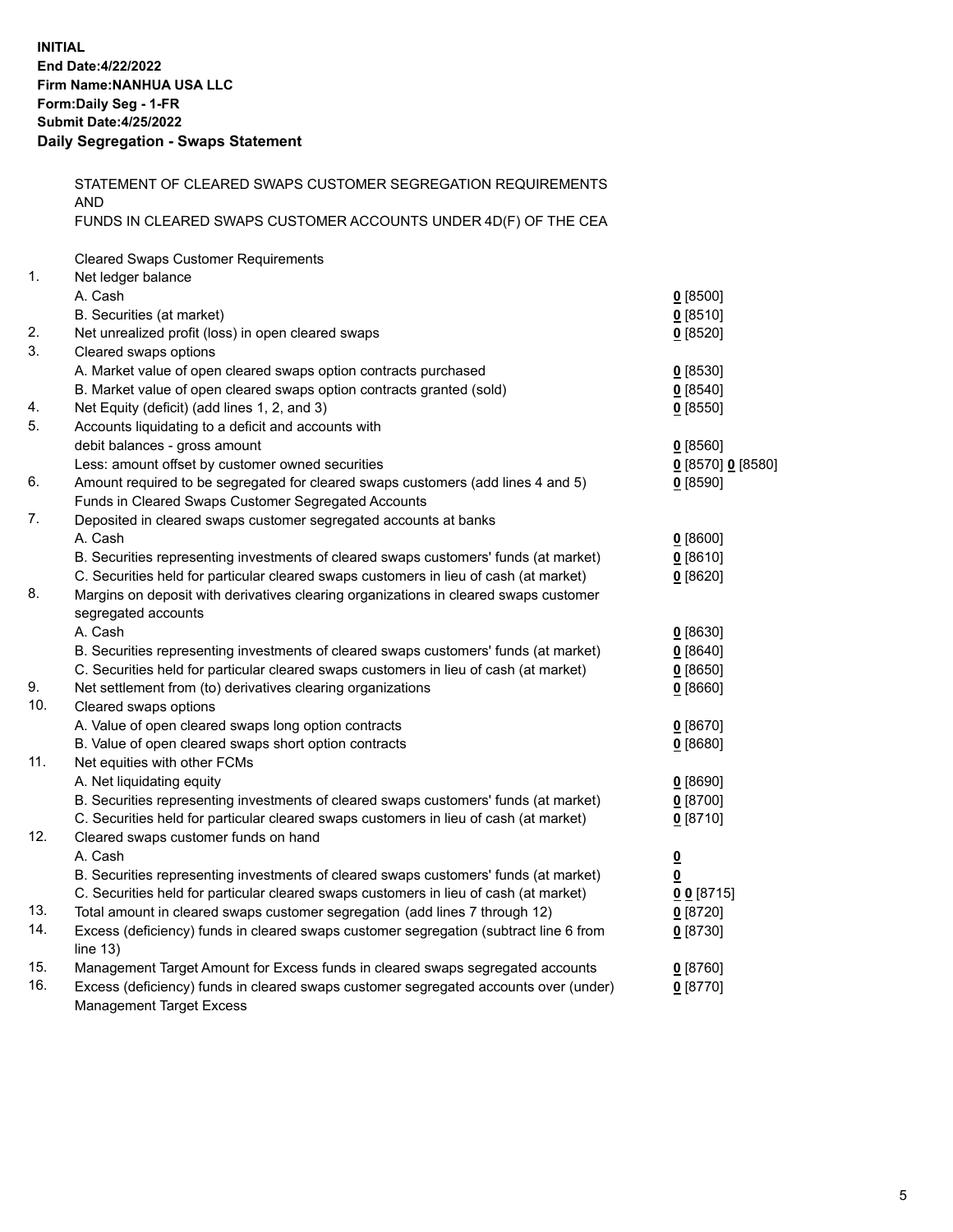**INITIAL**
**End Date:4/22/2022**
**Firm Name:NANHUA USA LLC**
**Form:Daily Seg - 1-FR**
**Submit Date:4/25/2022**
**Daily Segregation - Swaps Statement**

STATEMENT OF CLEARED SWAPS CUSTOMER SEGREGATION REQUIREMENTS AND FUNDS IN CLEARED SWAPS CUSTOMER ACCOUNTS UNDER 4D(F) OF THE CEA

| | | |
|---|---|---|
| | Cleared Swaps Customer Requirements | |
| 1. | Net ledger balance | |
| | A. Cash | 0 [8500] |
| | B. Securities (at market) | 0 [8510] |
| 2. | Net unrealized profit (loss) in open cleared swaps | 0 [8520] |
| 3. | Cleared swaps options | |
| | A. Market value of open cleared swaps option contracts purchased | 0 [8530] |
| | B. Market value of open cleared swaps option contracts granted (sold) | 0 [8540] |
| 4. | Net Equity (deficit) (add lines 1, 2, and 3) | 0 [8550] |
| 5. | Accounts liquidating to a deficit and accounts with debit balances - gross amount | 0 [8560] |
| | Less: amount offset by customer owned securities | 0 [8570] 0 [8580] |
| 6. | Amount required to be segregated for cleared swaps customers (add lines 4 and 5) | 0 [8590] |
| | Funds in Cleared Swaps Customer Segregated Accounts | |
| 7. | Deposited in cleared swaps customer segregated accounts at banks | |
| | A. Cash | 0 [8600] |
| | B. Securities representing investments of cleared swaps customers' funds (at market) | 0 [8610] |
| | C. Securities held for particular cleared swaps customers in lieu of cash (at market) | 0 [8620] |
| 8. | Margins on deposit with derivatives clearing organizations in cleared swaps customer segregated accounts | |
| | A. Cash | 0 [8630] |
| | B. Securities representing investments of cleared swaps customers' funds (at market) | 0 [8640] |
| | C. Securities held for particular cleared swaps customers in lieu of cash (at market) | 0 [8650] |
| 9. | Net settlement from (to) derivatives clearing organizations | 0 [8660] |
| 10. | Cleared swaps options | |
| | A. Value of open cleared swaps long option contracts | 0 [8670] |
| | B. Value of open cleared swaps short option contracts | 0 [8680] |
| 11. | Net equities with other FCMs | |
| | A. Net liquidating equity | 0 [8690] |
| | B. Securities representing investments of cleared swaps customers' funds (at market) | 0 [8700] |
| | C. Securities held for particular cleared swaps customers in lieu of cash (at market) | 0 [8710] |
| 12. | Cleared swaps customer funds on hand | |
| | A. Cash | 0 |
| | B. Securities representing investments of cleared swaps customers' funds (at market) | 0 |
| | C. Securities held for particular cleared swaps customers in lieu of cash (at market) | 0 0 [8715] |
| 13. | Total amount in cleared swaps customer segregation (add lines 7 through 12) | 0 [8720] |
| 14. | Excess (deficiency) funds in cleared swaps customer segregation (subtract line 6 from line 13) | 0 [8730] |
| 15. | Management Target Amount for Excess funds in cleared swaps segregated accounts | 0 [8760] |
| 16. | Excess (deficiency) funds in cleared swaps customer segregated accounts over (under) Management Target Excess | 0 [8770] |